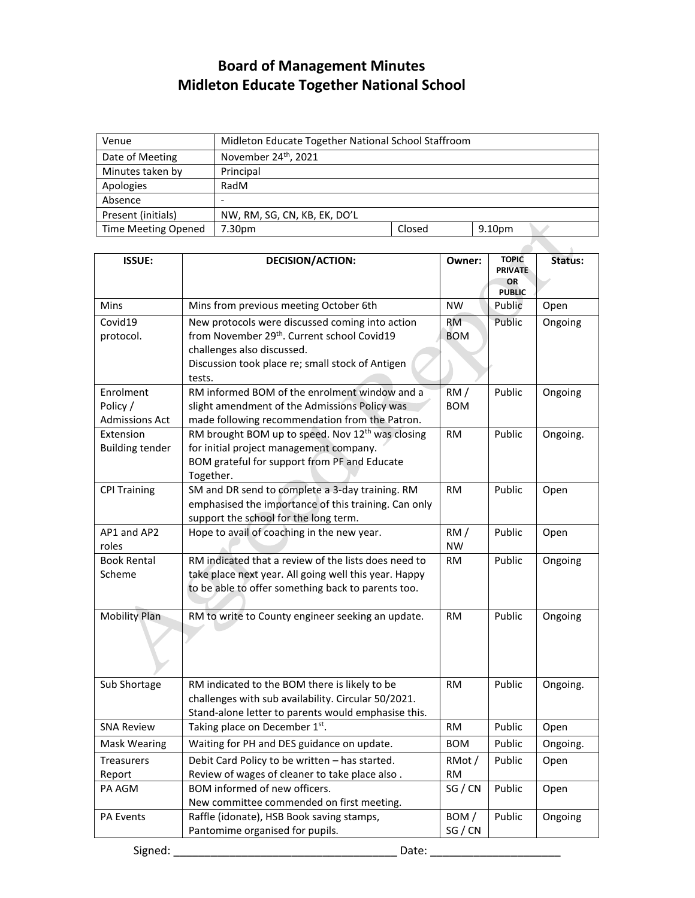# Board of Management Minutes
# Midleton Educate Together National School

| Venue | Midleton Educate Together National School Staffroom | | |
|---|---|---|---|
| Date of Meeting | November 24th, 2021 | | |
| Minutes taken by | Principal | | |
| Apologies | RadM | | |
| Absence | - | | |
| Present (initials) | NW, RM, SG, CN, KB, EK, DO'L | | |
| Time Meeting Opened | 7.30pm | Closed | 9.10pm |

| ISSUE: | DECISION/ACTION: | Owner: | TOPIC PRIVATE OR PUBLIC | Status: |
|---|---|---|---|---|
| Mins | Mins from previous meeting October 6th | NW | Public | Open |
| Covid19 protocol. | New protocols were discussed coming into action from November 29th. Current school Covid19 challenges also discussed.<br>Discussion took place re; small stock of Antigen tests. | RM<br>BOM | Public | Ongoing |
| Enrolment Policy / Admissions Act | RM informed BOM of the enrolment window and a slight amendment of the Admissions Policy was made following recommendation from the Patron. | RM / BOM | Public | Ongoing |
| Extension Building tender | RM brought BOM up to speed. Nov 12th was closing for initial project management company.<br>BOM grateful for support from PF and Educate Together. | RM | Public | Ongoing. |
| CPI Training | SM and DR send to complete a 3-day training. RM emphasised the importance of this training. Can only support the school for the long term. | RM | Public | Open |
| AP1 and AP2 roles | Hope to avail of coaching in the new year. | RM / NW | Public | Open |
| Book Rental Scheme | RM indicated that a review of the lists does need to take place next year. All going well this year. Happy to be able to offer something back to parents too. | RM | Public | Ongoing |
| Mobility Plan | RM to write to County engineer seeking an update. | RM | Public | Ongoing |
| Sub Shortage | RM indicated to the BOM there is likely to be challenges with sub availability. Circular 50/2021. Stand-alone letter to parents would emphasise this. | RM | Public | Ongoing. |
| SNA Review | Taking place on December 1st. | RM | Public | Open |
| Mask Wearing | Waiting for PH and DES guidance on update. | BOM | Public | Ongoing. |
| Treasurers Report | Debit Card Policy to be written – has started.<br>Review of wages of cleaner to take place also . | RMot / RM | Public | Open |
| PA AGM | BOM informed of new officers.<br>New committee commended on first meeting. | SG / CN | Public | Open |
| PA Events | Raffle (idonate), HSB Book saving stamps, Pantomime organised for pupils. | BOM / SG / CN | Public | Ongoing |

Signed: ____________________________________ Date: _____________________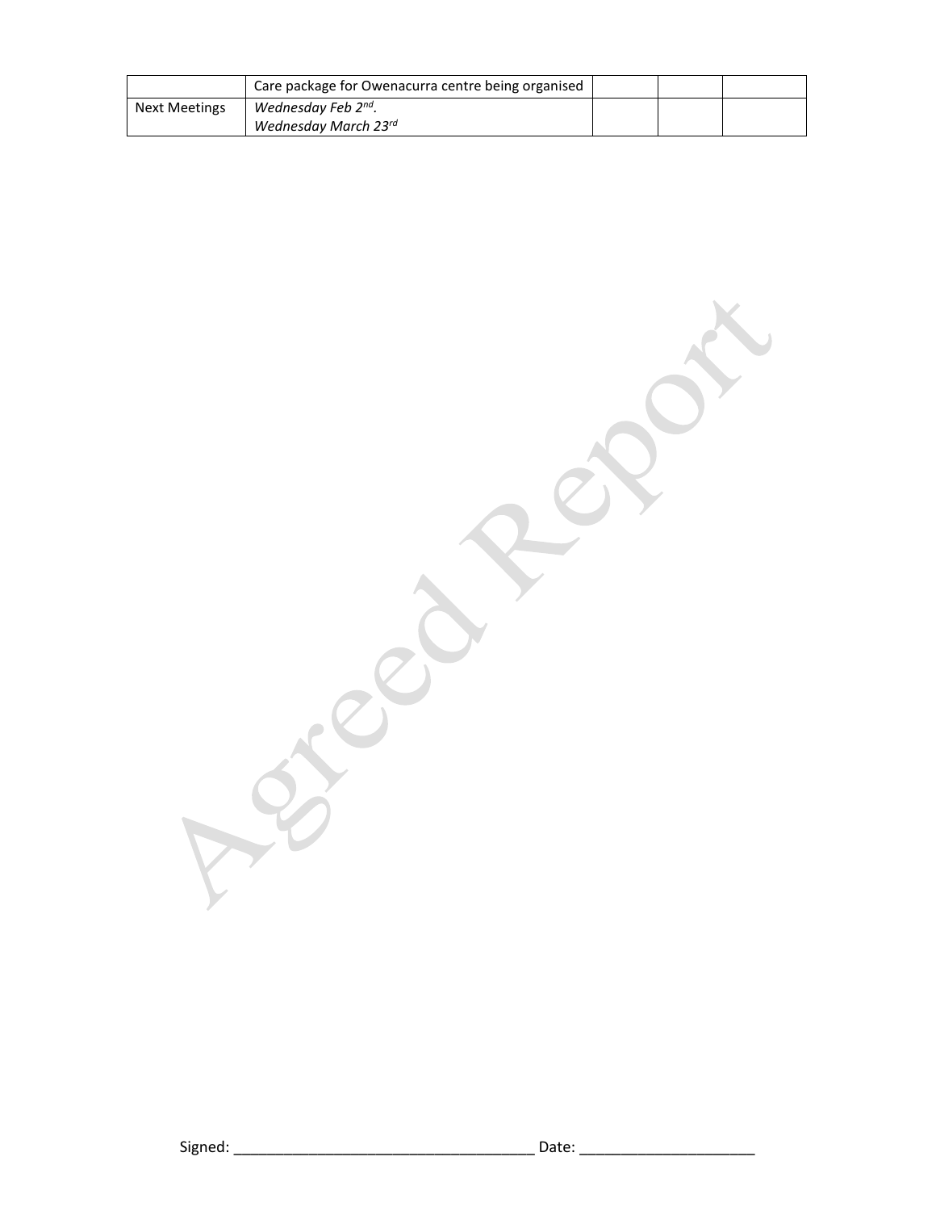| | | | | |
|---|---|---|---|---|
| | Care package for Owenacurra centre being organised | | | |
| Next Meetings | *Wednesday Feb 2nd.*<br>*Wednesday March 23rd* | | | |

Agreed Report

Signed: ____________________________________ Date: _____________________